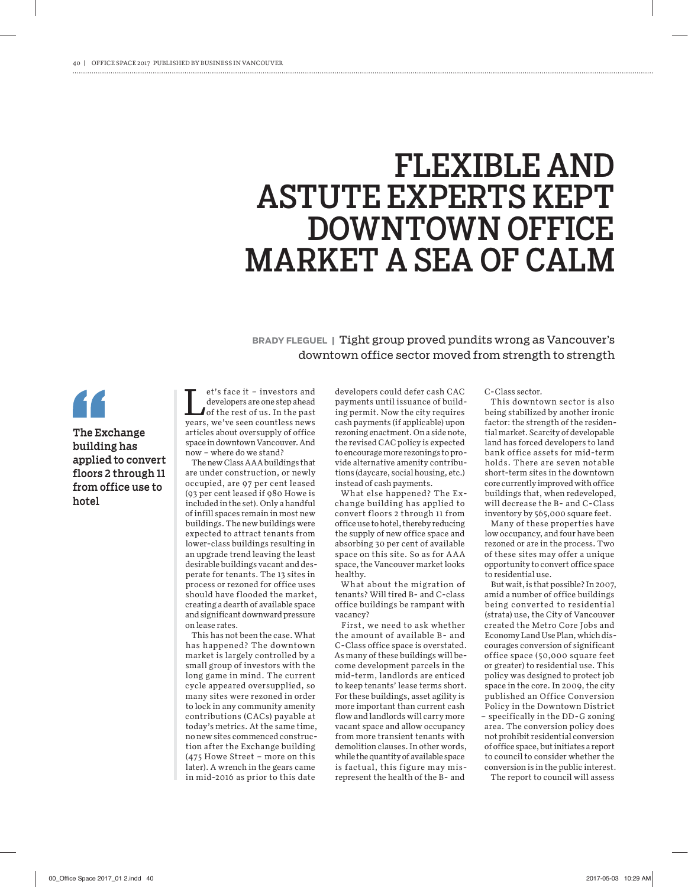# FLEXIBLE AND ASTUTE EXPERTS KEPT DOWNTOWN OFFICE MARKET A SEA OF CALM

**BRADY FLEGUEL** | Tight group proved pundits wrong as Vancouver's downtown office sector moved from strength to strength

> **The Exchange building has applied to convert floors 2 through 11 from office use to hotel**

Let's face it – investors and developers are one step ahead of the rest of us. In the past years, we've seen countless news articles about oversupply of office space in downtown Vancouver. And now – where do we stand?

The new Class AAA buildings that are under construction, or newly occupied, are 97 per cent leased (93 per cent leased if 980 Howe is included in the set). Only a handful of infill spaces remain in most new buildings. The new buildings were expected to attract tenants from lower-class buildings resulting in an upgrade trend leaving the least desirable buildings vacant and desperate for tenants. The 13 sites in process or rezoned for office uses should have flooded the market, creating a dearth of available space and significant downward pressure on lease rates.

This has not been the case. What has happened? The downtown market is largely controlled by a small group of investors with the long game in mind. The current cycle appeared oversupplied, so many sites were rezoned in order to lock in any community amenity contributions (CACs) payable at today's metrics. At the same time, no new sites commenced construction after the Exchange building (475 Howe Street – more on this later). A wrench in the gears came in mid-2016 as prior to this date developers could defer cash CAC payments until issuance of building permit. Now the city requires cash payments (if applicable) upon rezoning enactment. On a side note, the revised CAC policy is expected to encourage more rezonings to provide alternative amenity contributions (daycare, social housing, etc.) instead of cash payments.

What else happened? The Exchange building has applied to convert floors 2 through 11 from office use to hotel, thereby reducing the supply of new office space and absorbing 30 per cent of available space on this site. So as for AAA space, the Vancouver market looks healthy.

What about the migration of tenants? Will tired B- and C-class office buildings be rampant with vacancy?

First, we need to ask whether the amount of available B- and C-Class office space is overstated. As many of these buildings will become development parcels in the mid-term, landlords are enticed to keep tenants' lease terms short. For these buildings, agility is more important than current cash flow and landlords will carry more vacant space and allow occupancy from more transient tenants with demolition clauses. In other words, while the quantity of available space is factual, this figure may misrepresent the health of the B- and C-Class sector.

This downtown sector is also being stabilized by another ironic factor: the strength of the residential market. Scarcity of developable land has forced developers to land bank office assets for mid-term holds. There are seven notable short-term sites in the downtown core currently improved with office buildings that, when redeveloped, will decrease the B- and C-Class inventory by 565,000 square feet.

Many of these properties have low occupancy, and four have been rezoned or are in the process. Two of these sites may offer a unique opportunity to convert office space to residential use.

But wait, is that possible? In 2007, amid a number of office buildings being converted to residential (strata) use, the City of Vancouver created the Metro Core Jobs and Economy Land Use Plan, which discourages conversion of significant office space (50,000 square feet or greater) to residential use. This policy was designed to protect job space in the core. In 2009, the city published an Office Conversion Policy in the Downtown District – specifically in the DD-G zoning area. The conversion policy does not prohibit residential conversion of office space, but initiates a report to council to consider whether the conversion is in the public interest.

The report to council will assess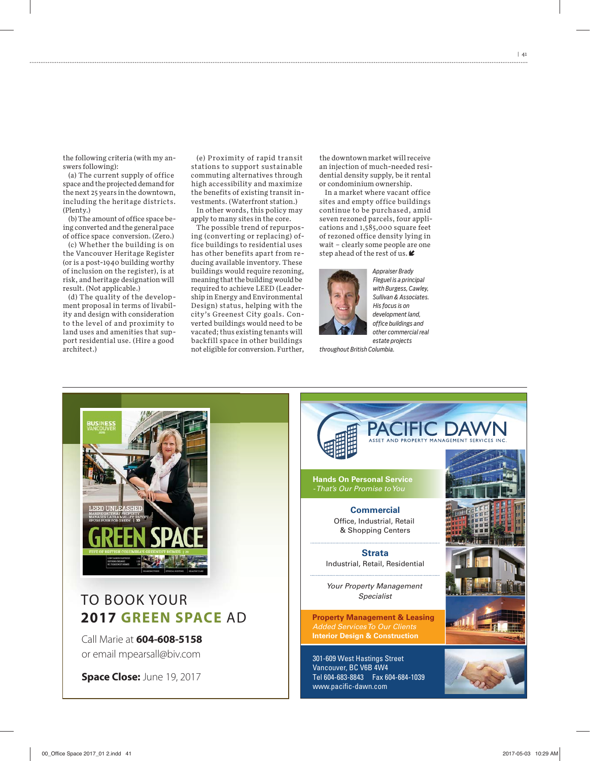the following criteria (with my answers following):

(a) The current supply of office space and the projected demand for the next 25 years in the downtown, including the heritage districts. (Plenty.)

(b) The amount of office space being converted and the general pace of office space conversion. (Zero.)

(c) Whether the building is on the Vancouver Heritage Register (or is a post-1940 building worthy of inclusion on the register), is at risk, and heritage designation will result. (Not applicable.)

(d) The quality of the development proposal in terms of livability and design with consideration to the level of and proximity to land uses and amenities that support residential use. (Hire a good architect.)

(e) Proximity of rapid transit stations to support sustainable commuting alternatives through high accessibility and maximize the benefits of existing transit investments. (Waterfront station.)

In other words, this policy may apply to many sites in the core.

The possible trend of repurposing (converting or replacing) office buildings to residential uses has other benefits apart from reducing available inventory. These buildings would require rezoning, meaning that the building would be required to achieve LEED (Leadership in Energy and Environmental Design) status, helping with the city's Greenest City goals. Converted buildings would need to be vacated; thus existing tenants will backfill space in other buildings not eligible for conversion. Further, the downtown market will receive an injection of much-needed residential density supply, be it rental or condominium ownership.

In a market where vacant office sites and empty office buildings continue to be purchased, amid seven rezoned parcels, four applications and 1,585,000 square feet of rezoned office density lying in wait – clearly some people are one step ahead of the rest of us.

*Appraiser Brady Fleguel is a principal with Burgess, Cawley, Sullivan & Associates. His focus is on development land, office buildings and other commercial real estate projects throughout British Columbia.*

---

TO BOOK YOUR
**2017 GREEN SPACE** AD

Call Marie at **604-608-5158**
or email mpearsall@biv.com

**Space Close:** June 19, 2017

---

PACIFIC DAWN
ASSET AND PROPERTY MANAGEMENT SERVICES INC.

**Hands On Personal Service**
*- That's Our Promise to You*

**Commercial**
Office, Industrial, Retail
& Shopping Centers

**Strata**
Industrial, Retail, Residential

*Your Property Management Specialist*

**Property Management & Leasing**
*Added Services To Our Clients*
**Interior Design & Construction**

301-609 West Hastings Street
Vancouver, BC V6B 4W4
Tel 604-683-8843 Fax 604-684-1039
www.pacific-dawn.com